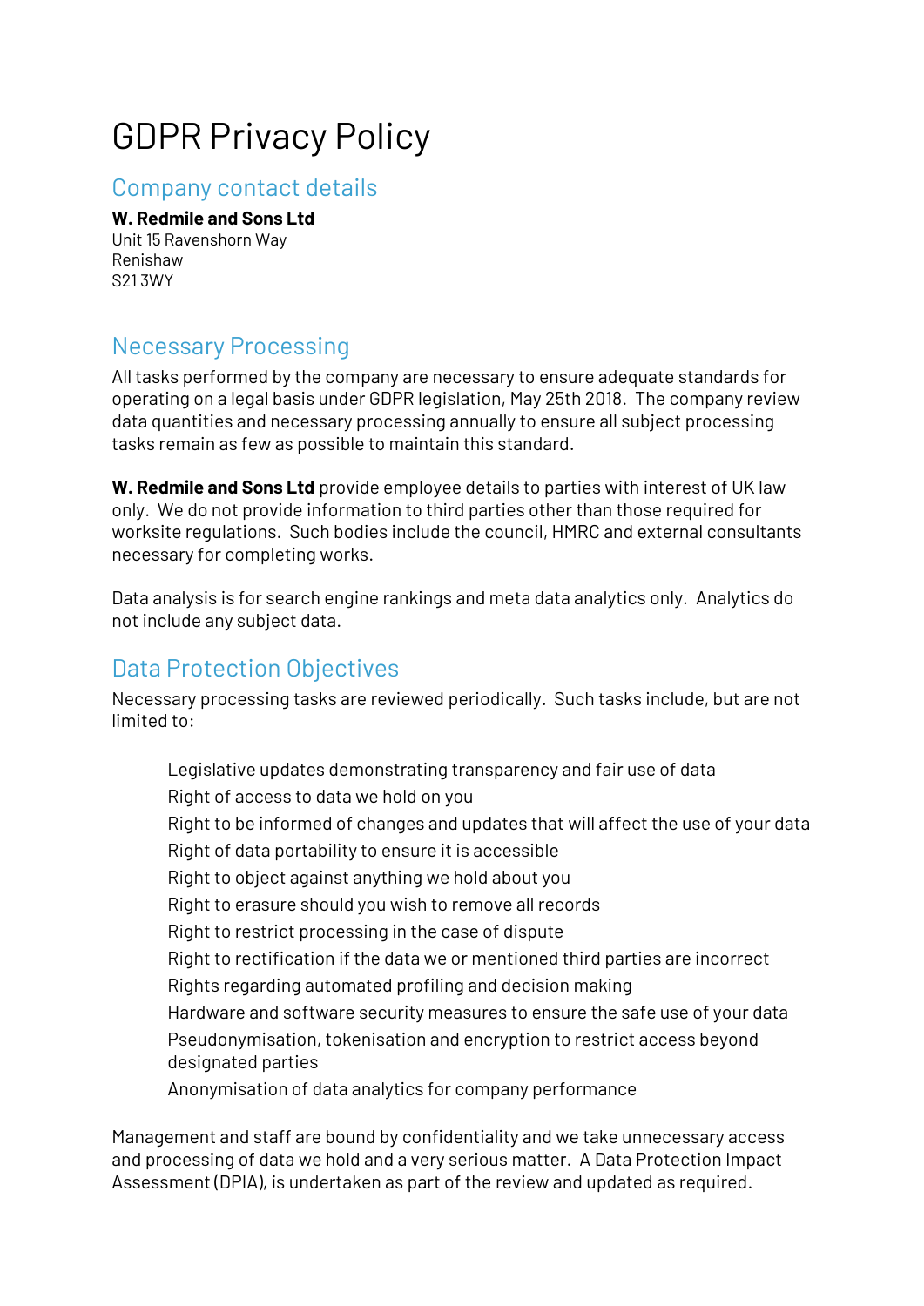# GDPR Privacy Policy

## Company contact details

**W. Redmile and Sons Ltd**
Unit 15 Ravenshorn Way
Renishaw
S21 3WY

## Necessary Processing

All tasks performed by the company are necessary to ensure adequate standards for operating on a legal basis under GDPR legislation, May 25th 2018. The company review data quantities and necessary processing annually to ensure all subject processing tasks remain as few as possible to maintain this standard.

**W. Redmile and Sons Ltd** provide employee details to parties with interest of UK law only. We do not provide information to third parties other than those required for worksite regulations. Such bodies include the council, HMRC and external consultants necessary for completing works.

Data analysis is for search engine rankings and meta data analytics only. Analytics do not include any subject data.

## Data Protection Objectives

Necessary processing tasks are reviewed periodically. Such tasks include, but are not limited to:

- Legislative updates demonstrating transparency and fair use of data
- Right of access to data we hold on you
- Right to be informed of changes and updates that will affect the use of your data
- Right of data portability to ensure it is accessible
- Right to object against anything we hold about you
- Right to erasure should you wish to remove all records
- Right to restrict processing in the case of dispute
- Right to rectification if the data we or mentioned third parties are incorrect
- Rights regarding automated profiling and decision making
- Hardware and software security measures to ensure the safe use of your data
- Pseudonymisation, tokenisation and encryption to restrict access beyond designated parties
- Anonymisation of data analytics for company performance

Management and staff are bound by confidentiality and we take unnecessary access and processing of data we hold and a very serious matter. A Data Protection Impact Assessment (DPIA), is undertaken as part of the review and updated as required.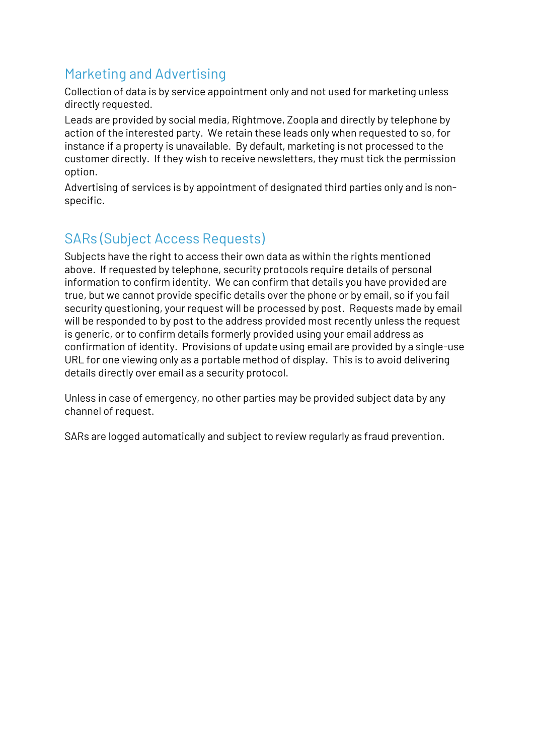## Marketing and Advertising

Collection of data is by service appointment only and not used for marketing unless directly requested.

Leads are provided by social media, Rightmove, Zoopla and directly by telephone by action of the interested party. We retain these leads only when requested to so, for instance if a property is unavailable. By default, marketing is not processed to the customer directly. If they wish to receive newsletters, they must tick the permission option.

Advertising of services is by appointment of designated third parties only and is non-specific.

## SARs (Subject Access Requests)

Subjects have the right to access their own data as within the rights mentioned above. If requested by telephone, security protocols require details of personal information to confirm identity. We can confirm that details you have provided are true, but we cannot provide specific details over the phone or by email, so if you fail security questioning, your request will be processed by post. Requests made by email will be responded to by post to the address provided most recently unless the request is generic, or to confirm details formerly provided using your email address as confirmation of identity. Provisions of update using email are provided by a single-use URL for one viewing only as a portable method of display. This is to avoid delivering details directly over email as a security protocol.

Unless in case of emergency, no other parties may be provided subject data by any channel of request.

SARs are logged automatically and subject to review regularly as fraud prevention.